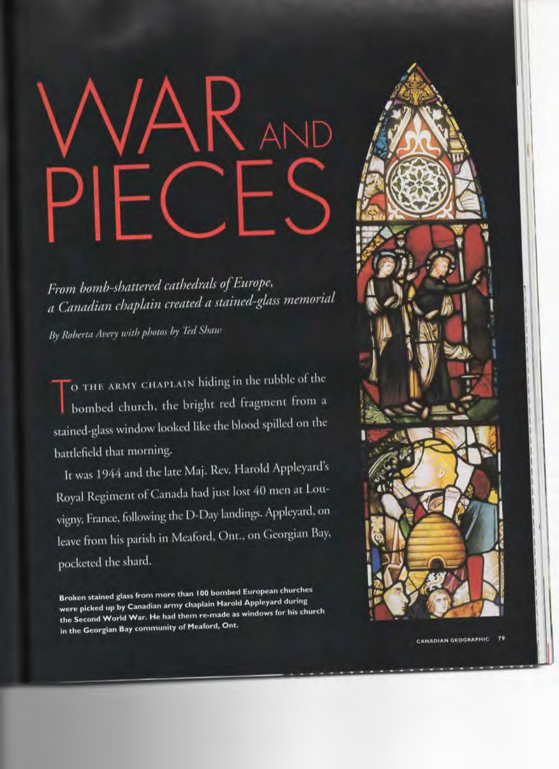# WAR AND PIECES

*From bomb-shattered cathedrals of Europe, a Canadian chaplain created a stained-glass memorial*

*By Roberta Avery with photos by Ted Shaw*

TO THE ARMY CHAPLAIN hiding in the rubble of the bombed church, the bright red fragment from a stained-glass window looked like the blood spilled on the battlefield that morning.

It was 1944 and the late Maj. Rev. Harold Appleyard's Royal Regiment of Canada had just lost 40 men at Louvigny, France, following the D-Day landings. Appleyard, on leave from his parish in Meaford, Ont., on Georgian Bay, pocketed the shard.

**Broken stained glass from more than 100 bombed European churches were picked up by Canadian army chaplain Harold Appleyard during the Second World War. He had them re-made as windows for his church in the Georgian Bay community of Meaford, Ont.**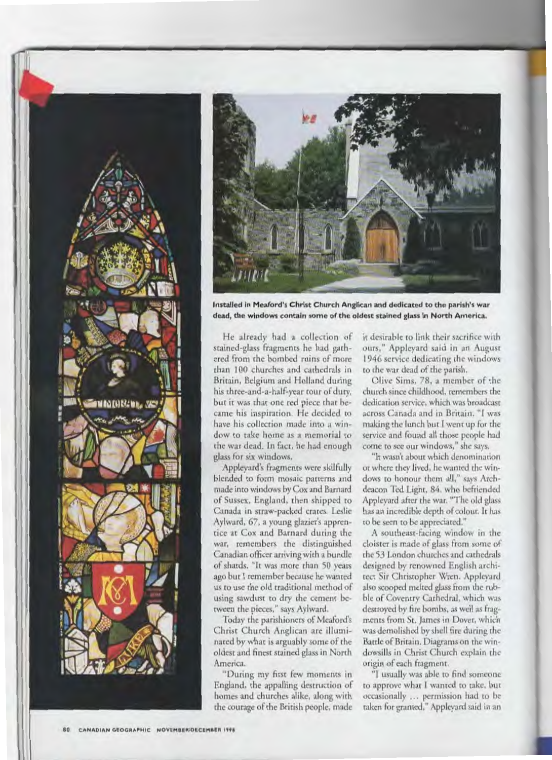Installed in Meaford's Christ Church Anglican and dedicated to the parish's war dead, the windows contain some of the oldest stained glass in North America.

He already had a collection of stained-glass fragments he had gathered from the bombed ruins of more than 100 churches and cathedrals in Britain, Belgium and Holland during his three-and-a-half-year tour of duty, but it was that one red piece that became his inspiration. He decided to have his collection made into a window to take home as a memorial to the war dead. In fact, he had enough glass for six windows.

Appleyard's fragments were skilfully blended to form mosaic patterns and made into windows by Cox and Barnard of Sussex, England, then shipped to Canada in straw-packed crates. Leslie Aylward, 67, a young glazier's apprentice at Cox and Barnard during the war, remembers the distinguished Canadian officer arriving with a bundle of shards. "It was more than 50 years ago but I remember because he wanted us to use the old traditional method of using sawdust to dry the cement between the pieces," says Aylward.

Today the parishioners of Meaford's Christ Church Anglican are illuminated by what is arguably some of the oldest and finest stained glass in North America.

"During my first few moments in England, the appalling destruction of homes and churches alike, along with the courage of the British people, made it desirable to link their sacrifice with ours," Appleyard said in an August 1946 service dedicating the windows to the war dead of the parish.

Olive Sims, 78, a member of the church since childhood, remembers the dedication service, which was broadcast across Canada and in Britain. "I was making the lunch but I went up for the service and found all those people had come to see our windows," she says.

"It wasn't about which denomination or where they lived, he wanted the windows to honour them all," says Archdeacon Ted Light, 84, who befriended Appleyard after the war. "The old glass has an incredible depth of colour. It has to be seen to be appreciated."

A southeast-facing window in the cloister is made of glass from some of the 53 London churches and cathedrals designed by renowned English architect Sir Christopher Wren. Appleyard also scooped melted glass from the rubble of Coventry Cathedral, which was destroyed by fire bombs, as well as fragments from St. James in Dover, which was demolished by shell fire during the Battle of Britain. Diagrams on the windowsills in Christ Church explain the origin of each fragment.

"I usually was able to find someone to approve what I wanted to take, but occasionally ... permission had to be taken for granted," Appleyard said in an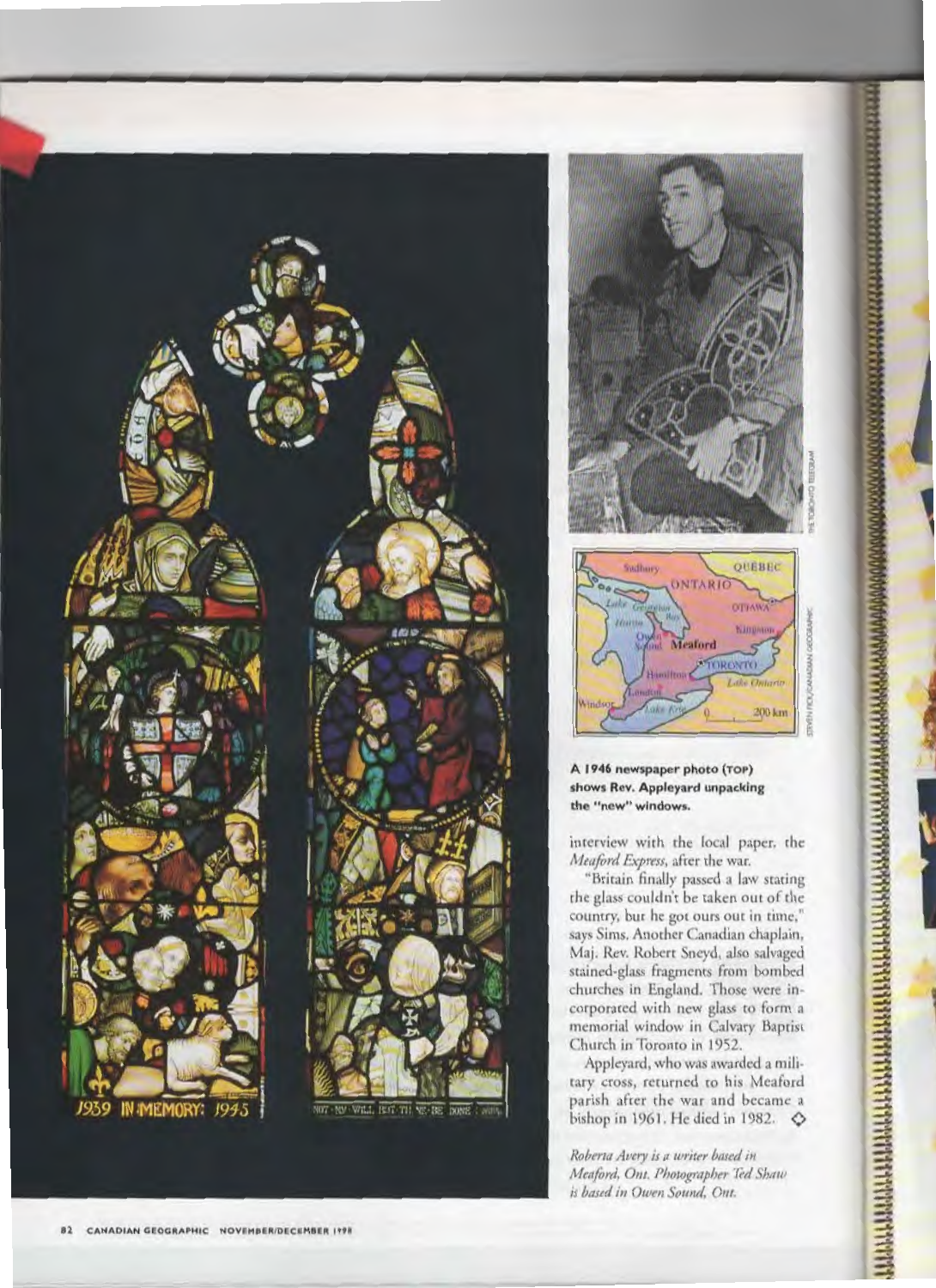A 1946 newspaper photo (TOP) shows Rev. Appleyard unpacking the "new" windows.

interview with the local paper, the *Meaford Express*, after the war.

"Britain finally passed a law stating the glass couldn't be taken out of the country, but he got ours out in time," says Sims. Another Canadian chaplain, Maj. Rev. Robert Sneyd, also salvaged stained-glass fragments from bombed churches in England. Those were incorporated with new glass to form a memorial window in Calvary Baptist Church in Toronto in 1952.

Appleyard, who was awarded a military cross, returned to his Meaford parish after the war and became a bishop in 1961. He died in 1982. ◇

*Roberta Avery is a writer based in Meaford, Ont. Photographer Ted Shaw is based in Owen Sound, Ont.*